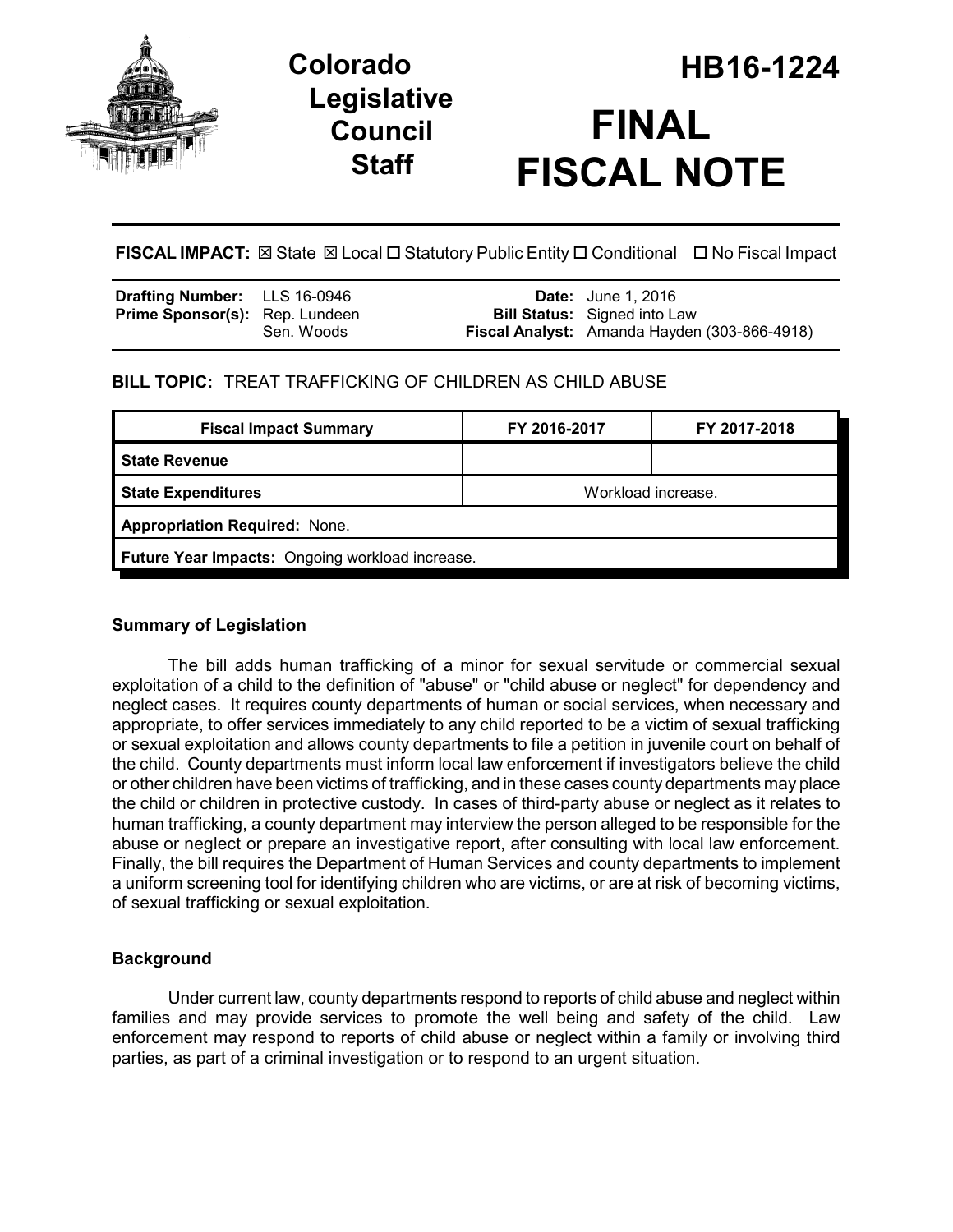# Colorado Legislative Council Staff

# HB16-1224

# FINAL FISCAL NOTE

**FISCAL IMPACT:** ☒ State ☒ Local ☐ Statutory Public Entity ☐ Conditional ☐ No Fiscal Impact

| | | | |
|---|---|---|---|
| **Drafting Number:** | LLS 16-0946 | **Date:** | June 1, 2016 |
| **Prime Sponsor(s):** | Rep. Lundeen<br>Sen. Woods | **Bill Status:** | Signed into Law |
| | | **Fiscal Analyst:** | Amanda Hayden (303-866-4918) |

**BILL TOPIC:** TREAT TRAFFICKING OF CHILDREN AS CHILD ABUSE

| Fiscal Impact Summary | FY 2016-2017 | FY 2017-2018 |
|---|---|---|
| **State Revenue** | | |
| **State Expenditures** | Workload increase. | |
| **Appropriation Required:** None. | | |
| **Future Year Impacts:** Ongoing workload increase. | | |

## Summary of Legislation

The bill adds human trafficking of a minor for sexual servitude or commercial sexual exploitation of a child to the definition of "abuse" or "child abuse or neglect" for dependency and neglect cases. It requires county departments of human or social services, when necessary and appropriate, to offer services immediately to any child reported to be a victim of sexual trafficking or sexual exploitation and allows county departments to file a petition in juvenile court on behalf of the child. County departments must inform local law enforcement if investigators believe the child or other children have been victims of trafficking, and in these cases county departments may place the child or children in protective custody. In cases of third-party abuse or neglect as it relates to human trafficking, a county department may interview the person alleged to be responsible for the abuse or neglect or prepare an investigative report, after consulting with local law enforcement. Finally, the bill requires the Department of Human Services and county departments to implement a uniform screening tool for identifying children who are victims, or are at risk of becoming victims, of sexual trafficking or sexual exploitation.

## Background

Under current law, county departments respond to reports of child abuse and neglect within families and may provide services to promote the well being and safety of the child. Law enforcement may respond to reports of child abuse or neglect within a family or involving third parties, as part of a criminal investigation or to respond to an urgent situation.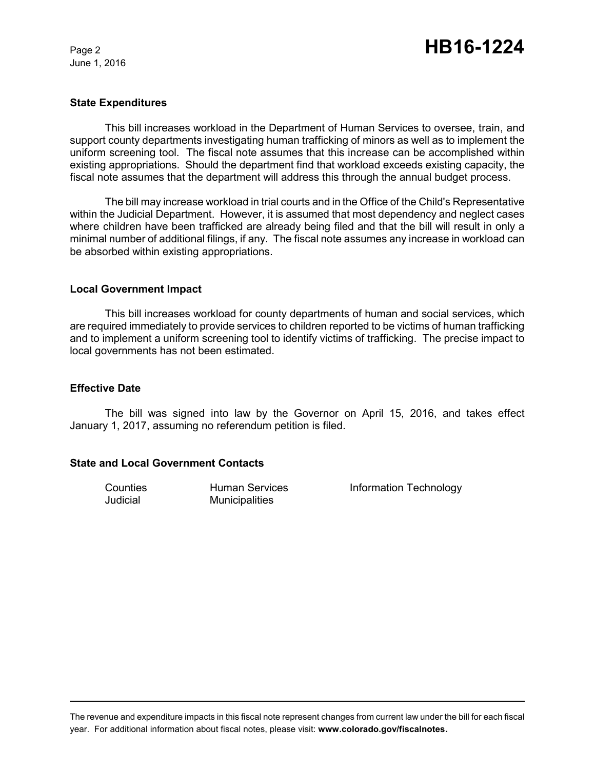### State Expenditures

This bill increases workload in the Department of Human Services to oversee, train, and support county departments investigating human trafficking of minors as well as to implement the uniform screening tool. The fiscal note assumes that this increase can be accomplished within existing appropriations. Should the department find that workload exceeds existing capacity, the fiscal note assumes that the department will address this through the annual budget process.

The bill may increase workload in trial courts and in the Office of the Child's Representative within the Judicial Department. However, it is assumed that most dependency and neglect cases where children have been trafficked are already being filed and that the bill will result in only a minimal number of additional filings, if any. The fiscal note assumes any increase in workload can be absorbed within existing appropriations.

### Local Government Impact

This bill increases workload for county departments of human and social services, which are required immediately to provide services to children reported to be victims of human trafficking and to implement a uniform screening tool to identify victims of trafficking. The precise impact to local governments has not been estimated.

### Effective Date

The bill was signed into law by the Governor on April 15, 2016, and takes effect January 1, 2017, assuming no referendum petition is filed.

### State and Local Government Contacts

| | | |
|---|---|---|
| Counties | Human Services | Information Technology |
| Judicial | Municipalities | |

The revenue and expenditure impacts in this fiscal note represent changes from current law under the bill for each fiscal year. For additional information about fiscal notes, please visit: **www.colorado.gov/fiscalnotes.**